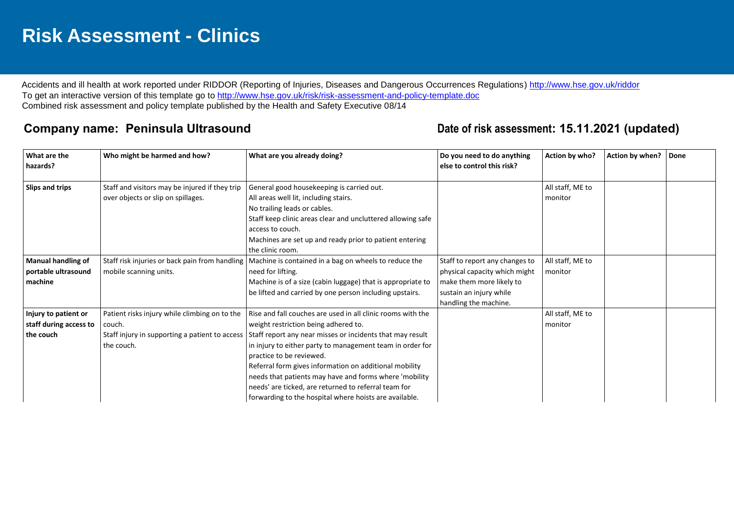# Risk Assessment - Clinics

Accidents and ill health at work reported under RIDDOR (Reporting of Injuries, Diseases and Dangerous Occurrences Regulations) http://www.hse.gov.uk/riddor
To get an interactive version of this template go to http://www.hse.gov.uk/risk/risk-assessment-and-policy-template.doc
Combined risk assessment and policy template published by the Health and Safety Executive 08/14

**Company name: Peninsula Ultrasound** **Date of risk assessment: 15.11.2021 (updated)**

| What are the hazards? | Who might be harmed and how? | What are you already doing? | Do you need to do anything else to control this risk? | Action by who? | Action by when? | Done |
|---|---|---|---|---|---|---|
| **Slips and trips** | Staff and visitors may be injured if they trip over objects or slip on spillages. | General good housekeeping is carried out.<br>All areas well lit, including stairs.<br>No trailing leads or cables.<br>Staff keep clinic areas clear and uncluttered allowing safe access to couch.<br>Machines are set up and ready prior to patient entering the clinic room. | | All staff, ME to monitor | | |
| **Manual handling of portable ultrasound machine** | Staff risk injuries or back pain from handling mobile scanning units. | Machine is contained in a bag on wheels to reduce the need for lifting.<br>Machine is of a size (cabin luggage) that is appropriate to be lifted and carried by one person including upstairs. | Staff to report any changes to physical capacity which might make them more likely to sustain an injury while handling the machine. | All staff, ME to monitor | | |
| **Injury to patient or staff during access to the couch** | Patient risks injury while climbing on to the couch.<br>Staff injury in supporting a patient to access the couch. | Rise and fall couches are used in all clinic rooms with the weight restriction being adhered to.<br>Staff report any near misses or incidents that may result in injury to either party to management team in order for practice to be reviewed.<br>Referral form gives information on additional mobility needs that patients may have and forms where 'mobility needs' are ticked, are returned to referral team for forwarding to the hospital where hoists are available. | | All staff, ME to monitor | | |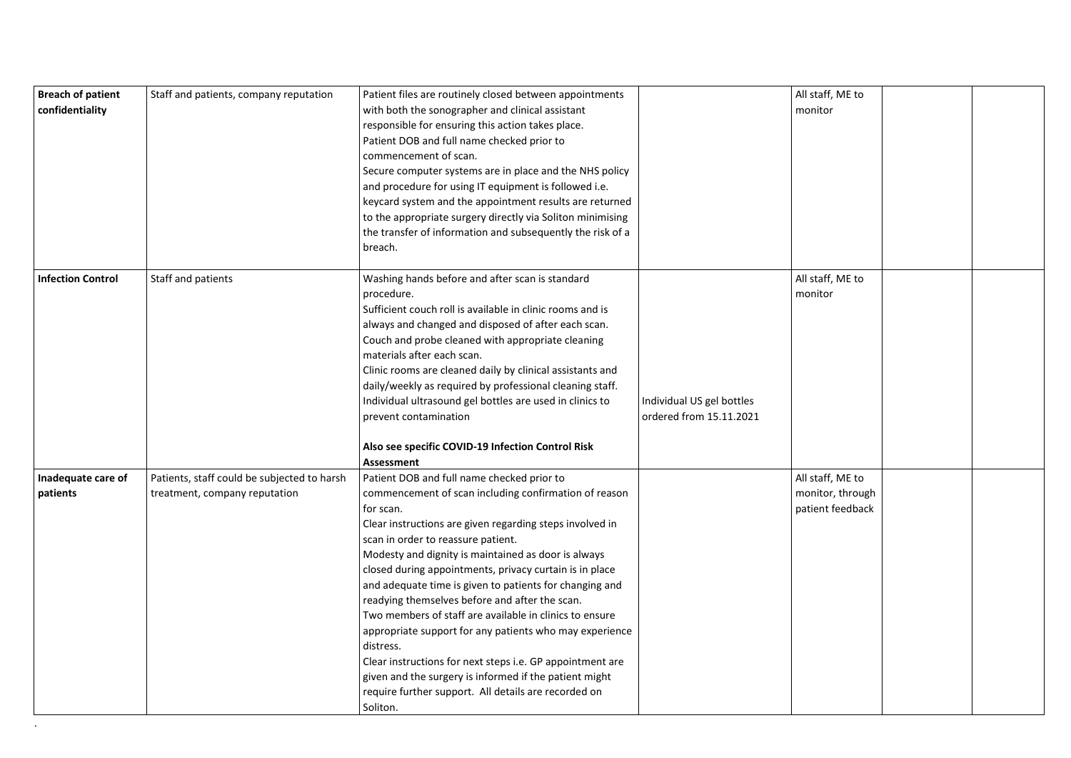| | | | | | | |
|---|---|---|---|---|---|---|
| **Breach of patient confidentiality** | Staff and patients, company reputation | Patient files are routinely closed between appointments with both the sonographer and clinical assistant responsible for ensuring this action takes place.<br>Patient DOB and full name checked prior to commencement of scan.<br>Secure computer systems are in place and the NHS policy and procedure for using IT equipment is followed i.e. keycard system and the appointment results are returned to the appropriate surgery directly via Soliton minimising the transfer of information and subsequently the risk of a breach. | | All staff, ME to monitor | | |
| **Infection Control** | Staff and patients | Washing hands before and after scan is standard procedure.<br>Sufficient couch roll is available in clinic rooms and is always and changed and disposed of after each scan.<br>Couch and probe cleaned with appropriate cleaning materials after each scan.<br>Clinic rooms are cleaned daily by clinical assistants and daily/weekly as required by professional cleaning staff.<br>Individual ultrasound gel bottles are used in clinics to prevent contamination<br><br>**Also see specific COVID-19 Infection Control Risk Assessment** | Individual US gel bottles ordered from 15.11.2021 | All staff, ME to monitor | | |
| **Inadequate care of patients** | Patients, staff could be subjected to harsh treatment, company reputation | Patient DOB and full name checked prior to commencement of scan including confirmation of reason for scan.<br>Clear instructions are given regarding steps involved in scan in order to reassure patient.<br>Modesty and dignity is maintained as door is always closed during appointments, privacy curtain is in place and adequate time is given to patients for changing and readying themselves before and after the scan.<br>Two members of staff are available in clinics to ensure appropriate support for any patients who may experience distress.<br>Clear instructions for next steps i.e. GP appointment are given and the surgery is informed if the patient might require further support. All details are recorded on Soliton. | | All staff, ME to monitor, through patient feedback | | |